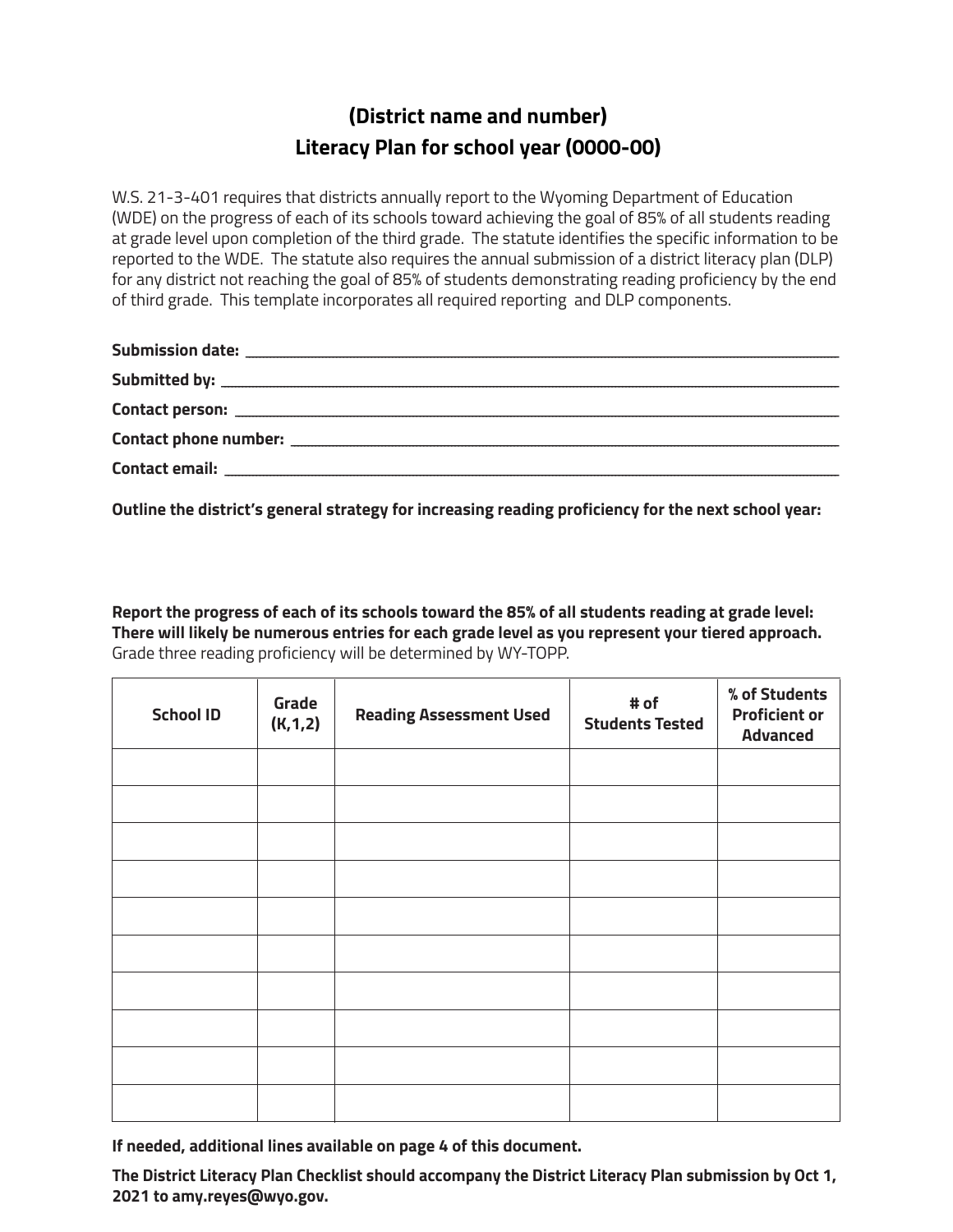# (District name and number)
# Literacy Plan for school year (0000-00)

W.S. 21-3-401 requires that districts annually report to the Wyoming Department of Education (WDE) on the progress of each of its schools toward achieving the goal of 85% of all students reading at grade level upon completion of the third grade. The statute identifies the specific information to be reported to the WDE. The statute also requires the annual submission of a district literacy plan (DLP) for any district not reaching the goal of 85% of students demonstrating reading proficiency by the end of third grade. This template incorporates all required reporting and DLP components.

**Submission date:** ________________________________________

**Submitted by:** ________________________________________

**Contact person:** ________________________________________

**Contact phone number:** ________________________________________

**Contact email:** ________________________________________

**Outline the district's general strategy for increasing reading proficiency for the next school year:**

**Report the progress of each of its schools toward the 85% of all students reading at grade level: There will likely be numerous entries for each grade level as you represent your tiered approach.** Grade three reading proficiency will be determined by WY-TOPP.

| School ID | Grade (K,1,2) | Reading Assessment Used | # of Students Tested | % of Students Proficient or Advanced |
|---|---|---|---|---|
| | | | | |
| | | | | |
| | | | | |
| | | | | |
| | | | | |
| | | | | |
| | | | | |
| | | | | |
| | | | | |
| | | | | |

**If needed, additional lines available on page 4 of this document.**

**The District Literacy Plan Checklist should accompany the District Literacy Plan submission by Oct 1, 2021 to amy.reyes@wyo.gov.**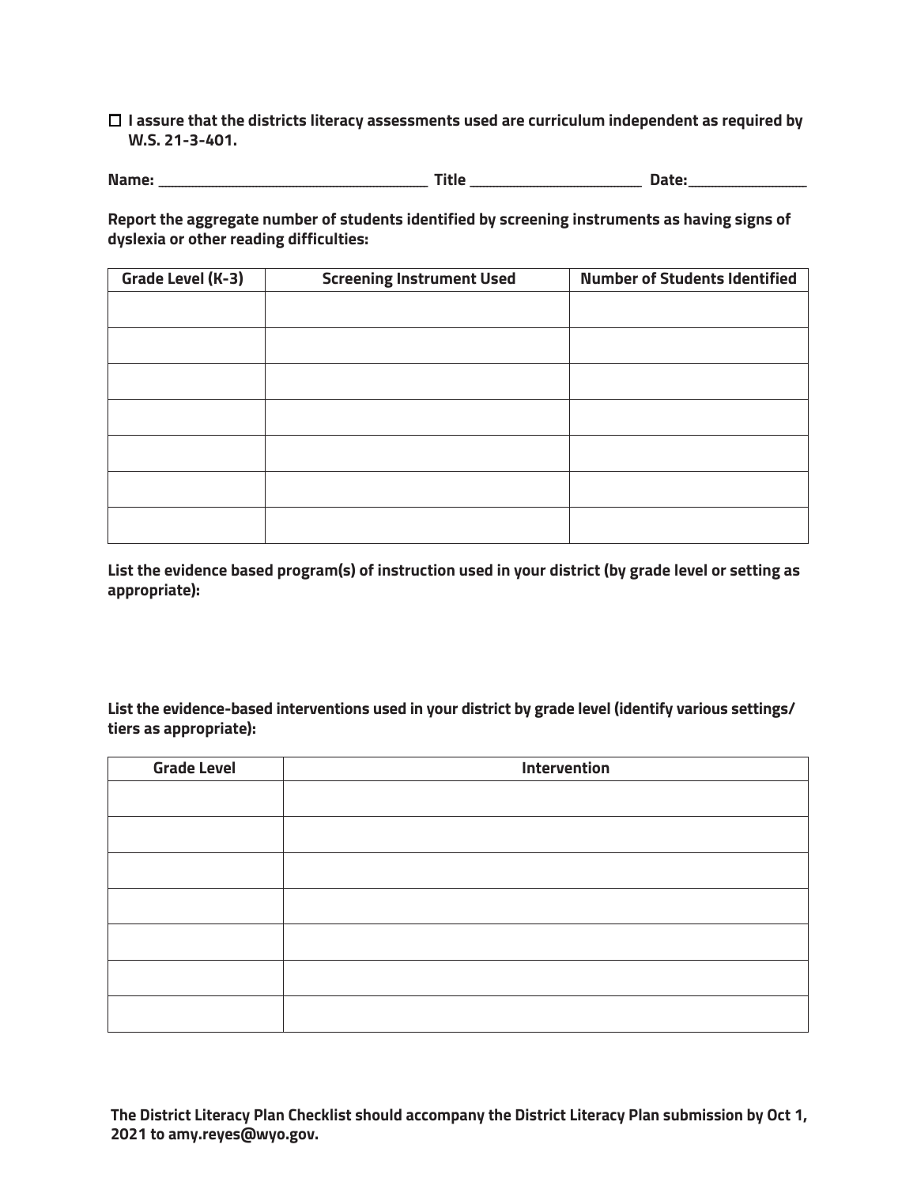☐ **I assure that the districts literacy assessments used are curriculum independent as required by W.S. 21-3-401.**

**Name:** ______________________________ **Title** ____________________ **Date:**______________

**Report the aggregate number of students identified by screening instruments as having signs of dyslexia or other reading difficulties:**

| Grade Level (K-3) | Screening Instrument Used | Number of Students Identified |
|---|---|---|
| | | |
| | | |
| | | |
| | | |
| | | |
| | | |
| | | |

**List the evidence based program(s) of instruction used in your district (by grade level or setting as appropriate):**

**List the evidence-based interventions used in your district by grade level (identify various settings/ tiers as appropriate):**

| Grade Level | Intervention |
|---|---|
| | |
| | |
| | |
| | |
| | |
| | |
| | |

**The District Literacy Plan Checklist should accompany the District Literacy Plan submission by Oct 1, 2021 to amy.reyes@wyo.gov.**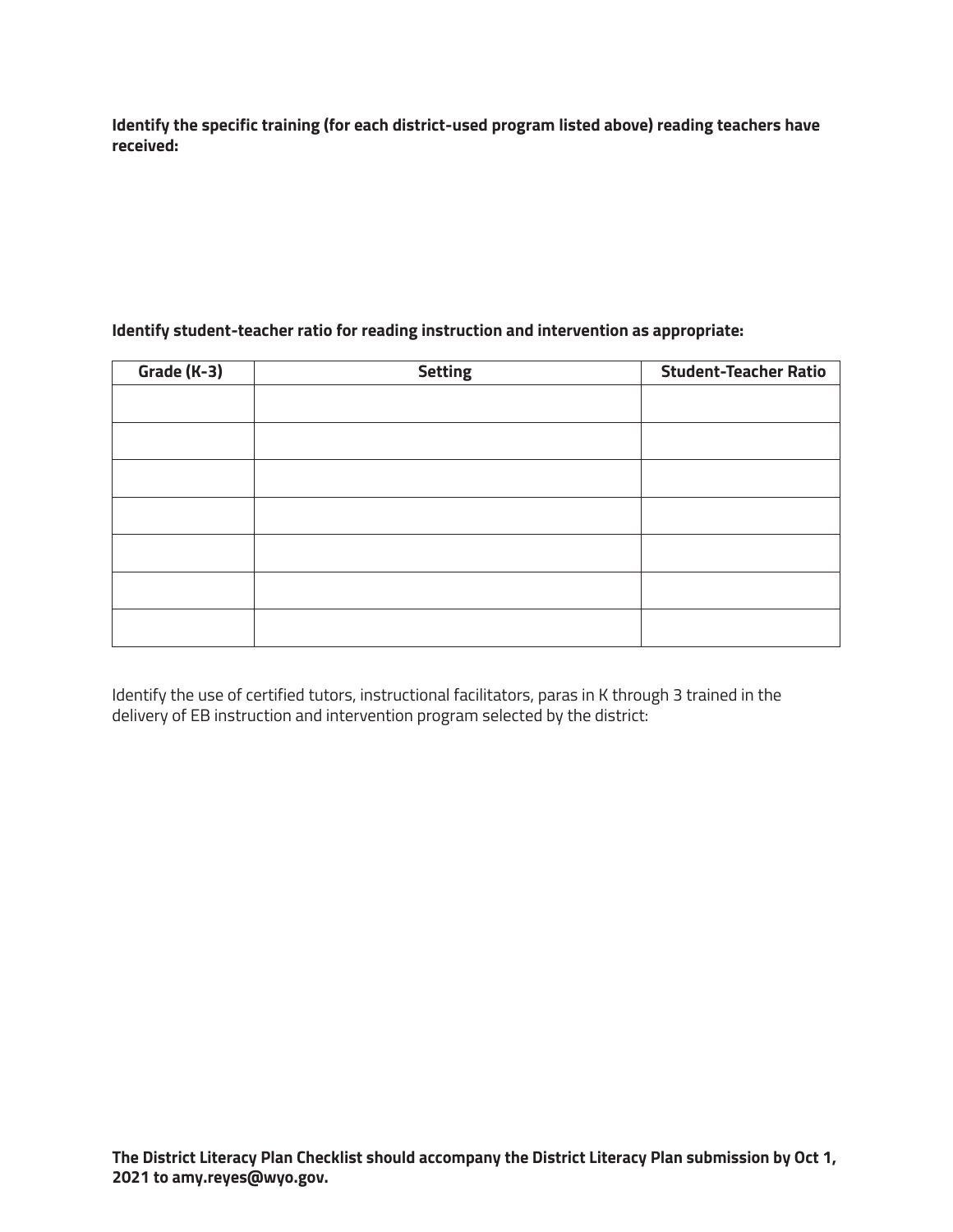**Identify the specific training (for each district-used program listed above) reading teachers have received:**

**Identify student-teacher ratio for reading instruction and intervention as appropriate:**

| Grade (K-3) | Setting | Student-Teacher Ratio |
| --- | --- | --- |
| | | |
| | | |
| | | |
| | | |
| | | |
| | | |
| | | |

Identify the use of certified tutors, instructional facilitators, paras in K through 3 trained in the delivery of EB instruction and intervention program selected by the district:

**The District Literacy Plan Checklist should accompany the District Literacy Plan submission by Oct 1, 2021 to amy.reyes@wyo.gov.**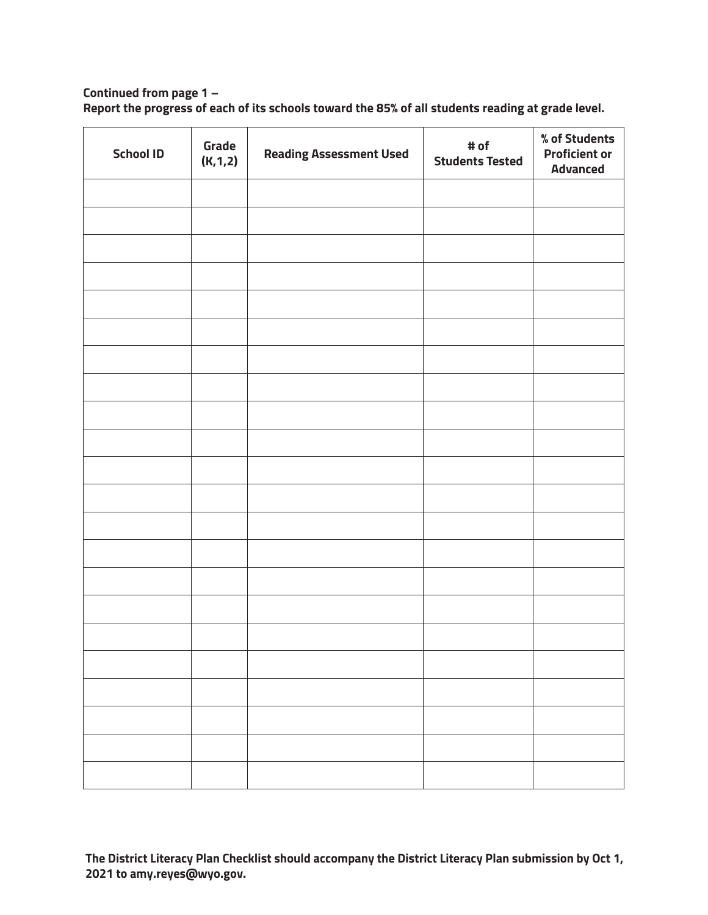**Continued from page 1 –**
**Report the progress of each of its schools toward the 85% of all students reading at grade level.**

| School ID | Grade (K,1,2) | Reading Assessment Used | # of Students Tested | % of Students Proficient or Advanced |
|---|---|---|---|---|
| | | | | |
| | | | | |
| | | | | |
| | | | | |
| | | | | |
| | | | | |
| | | | | |
| | | | | |
| | | | | |
| | | | | |
| | | | | |
| | | | | |
| | | | | |
| | | | | |
| | | | | |
| | | | | |
| | | | | |
| | | | | |
| | | | | |
| | | | | |
| | | | | |
| | | | | |

**The District Literacy Plan Checklist should accompany the District Literacy Plan submission by Oct 1, 2021 to amy.reyes@wyo.gov.**